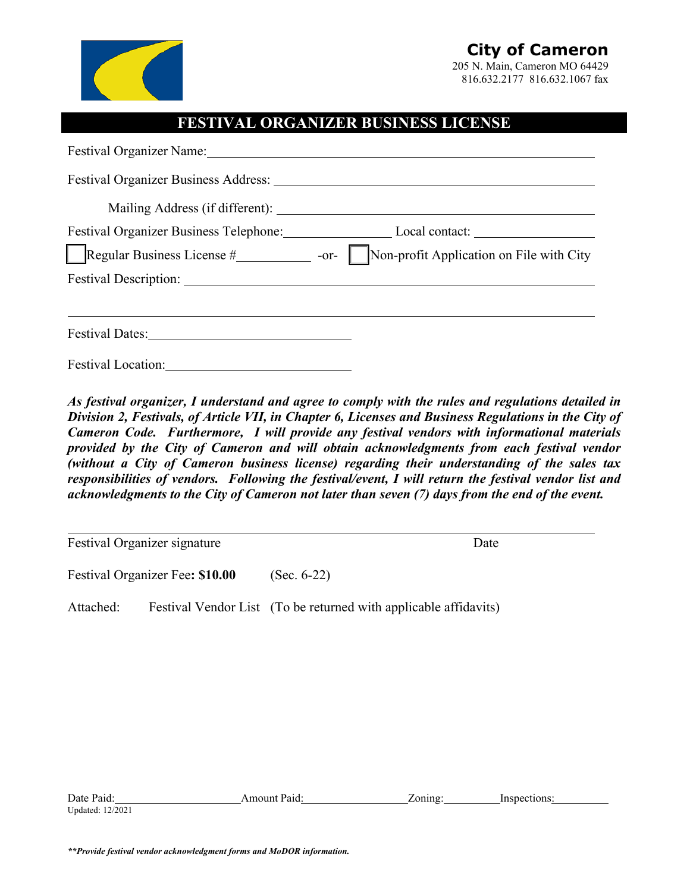**City of Cameron**
205 N. Main, Cameron MO 64429
816.632.2177 816.632.1067 fax

# FESTIVAL ORGANIZER BUSINESS LICENSE

Festival Organizer Name: ______________________________

Festival Organizer Business Address: ______________________________

Mailing Address (if different): ______________________________

Festival Organizer Business Telephone: ____________ Local contact: ____________

☐ Regular Business License # ____________ -or- ☐ Non-profit Application on File with City

Festival Description: ______________________________

______________________________

Festival Dates: ______________________________

Festival Location: ______________________________

***As festival organizer, I understand and agree to comply with the rules and regulations detailed in Division 2, Festivals, of Article VII, in Chapter 6, Licenses and Business Regulations in the City of Cameron Code. Furthermore, I will provide any festival vendors with informational materials provided by the City of Cameron and will obtain acknowledgments from each festival vendor (without a City of Cameron business license) regarding their understanding of the sales tax responsibilities of vendors. Following the festival/event, I will return the festival vendor list and acknowledgments to the City of Cameron not later than seven (7) days from the end of the event.***

______________________________

Festival Organizer signature Date

Festival Organizer Fee**: $10.00** (Sec. 6-22)

Attached: Festival Vendor List (To be returned with applicable affidavits)

Date Paid: ____________ Amount Paid: ____________ Zoning: ____________ Inspections: ____________

Updated: 12/2021

***\*\*Provide festival vendor acknowledgment forms and MoDOR information.***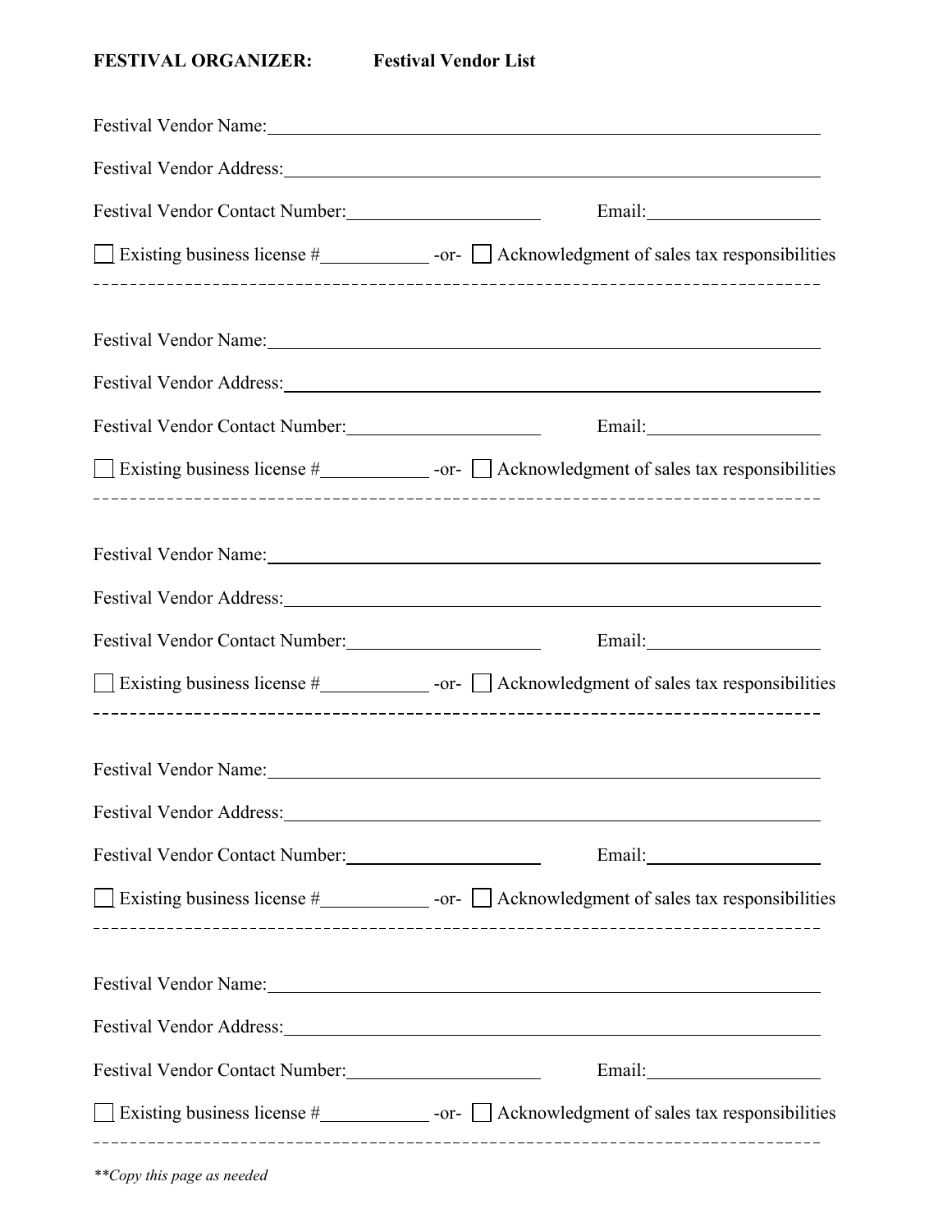**FESTIVAL ORGANIZER:** **Festival Vendor List**

Festival Vendor Name:\_\_\_\_\_\_\_\_\_\_\_\_\_\_\_\_\_\_\_\_\_\_\_\_\_\_\_\_\_\_\_\_\_\_\_\_\_\_\_\_\_\_\_\_\_\_\_\_

Festival Vendor Address:\_\_\_\_\_\_\_\_\_\_\_\_\_\_\_\_\_\_\_\_\_\_\_\_\_\_\_\_\_\_\_\_\_\_\_\_\_\_\_\_\_\_\_\_\_\_

Festival Vendor Contact Number:\_\_\_\_\_\_\_\_\_\_\_\_\_\_\_\_\_\_\_\_ Email:\_\_\_\_\_\_\_\_\_\_\_\_\_\_\_\_\_\_

☐ Existing business license #\_\_\_\_\_\_\_\_\_\_\_ -or- ☐ Acknowledgment of sales tax responsibilities

---

Festival Vendor Name:\_\_\_\_\_\_\_\_\_\_\_\_\_\_\_\_\_\_\_\_\_\_\_\_\_\_\_\_\_\_\_\_\_\_\_\_\_\_\_\_\_\_\_\_\_\_\_\_

Festival Vendor Address:\_\_\_\_\_\_\_\_\_\_\_\_\_\_\_\_\_\_\_\_\_\_\_\_\_\_\_\_\_\_\_\_\_\_\_\_\_\_\_\_\_\_\_\_\_\_

Festival Vendor Contact Number:\_\_\_\_\_\_\_\_\_\_\_\_\_\_\_\_\_\_\_\_ Email:\_\_\_\_\_\_\_\_\_\_\_\_\_\_\_\_\_\_

☐ Existing business license #\_\_\_\_\_\_\_\_\_\_\_ -or- ☐ Acknowledgment of sales tax responsibilities

---

Festival Vendor Name:\_\_\_\_\_\_\_\_\_\_\_\_\_\_\_\_\_\_\_\_\_\_\_\_\_\_\_\_\_\_\_\_\_\_\_\_\_\_\_\_\_\_\_\_\_\_\_\_

Festival Vendor Address:\_\_\_\_\_\_\_\_\_\_\_\_\_\_\_\_\_\_\_\_\_\_\_\_\_\_\_\_\_\_\_\_\_\_\_\_\_\_\_\_\_\_\_\_\_\_

Festival Vendor Contact Number:\_\_\_\_\_\_\_\_\_\_\_\_\_\_\_\_\_\_\_\_ Email:\_\_\_\_\_\_\_\_\_\_\_\_\_\_\_\_\_\_

☐ Existing business license #\_\_\_\_\_\_\_\_\_\_\_ -or- ☐ Acknowledgment of sales tax responsibilities

---

Festival Vendor Name:\_\_\_\_\_\_\_\_\_\_\_\_\_\_\_\_\_\_\_\_\_\_\_\_\_\_\_\_\_\_\_\_\_\_\_\_\_\_\_\_\_\_\_\_\_\_\_\_

Festival Vendor Address:\_\_\_\_\_\_\_\_\_\_\_\_\_\_\_\_\_\_\_\_\_\_\_\_\_\_\_\_\_\_\_\_\_\_\_\_\_\_\_\_\_\_\_\_\_\_

Festival Vendor Contact Number:\_\_\_\_\_\_\_\_\_\_\_\_\_\_\_\_\_\_\_\_ Email:\_\_\_\_\_\_\_\_\_\_\_\_\_\_\_\_\_\_

☐ Existing business license #\_\_\_\_\_\_\_\_\_\_\_ -or- ☐ Acknowledgment of sales tax responsibilities

---

Festival Vendor Name:\_\_\_\_\_\_\_\_\_\_\_\_\_\_\_\_\_\_\_\_\_\_\_\_\_\_\_\_\_\_\_\_\_\_\_\_\_\_\_\_\_\_\_\_\_\_\_\_

Festival Vendor Address:\_\_\_\_\_\_\_\_\_\_\_\_\_\_\_\_\_\_\_\_\_\_\_\_\_\_\_\_\_\_\_\_\_\_\_\_\_\_\_\_\_\_\_\_\_\_

Festival Vendor Contact Number:\_\_\_\_\_\_\_\_\_\_\_\_\_\_\_\_\_\_\_\_ Email:\_\_\_\_\_\_\_\_\_\_\_\_\_\_\_\_\_\_

☐ Existing business license #\_\_\_\_\_\_\_\_\_\_\_ -or- ☐ Acknowledgment of sales tax responsibilities

---

*\*\*Copy this page as needed*